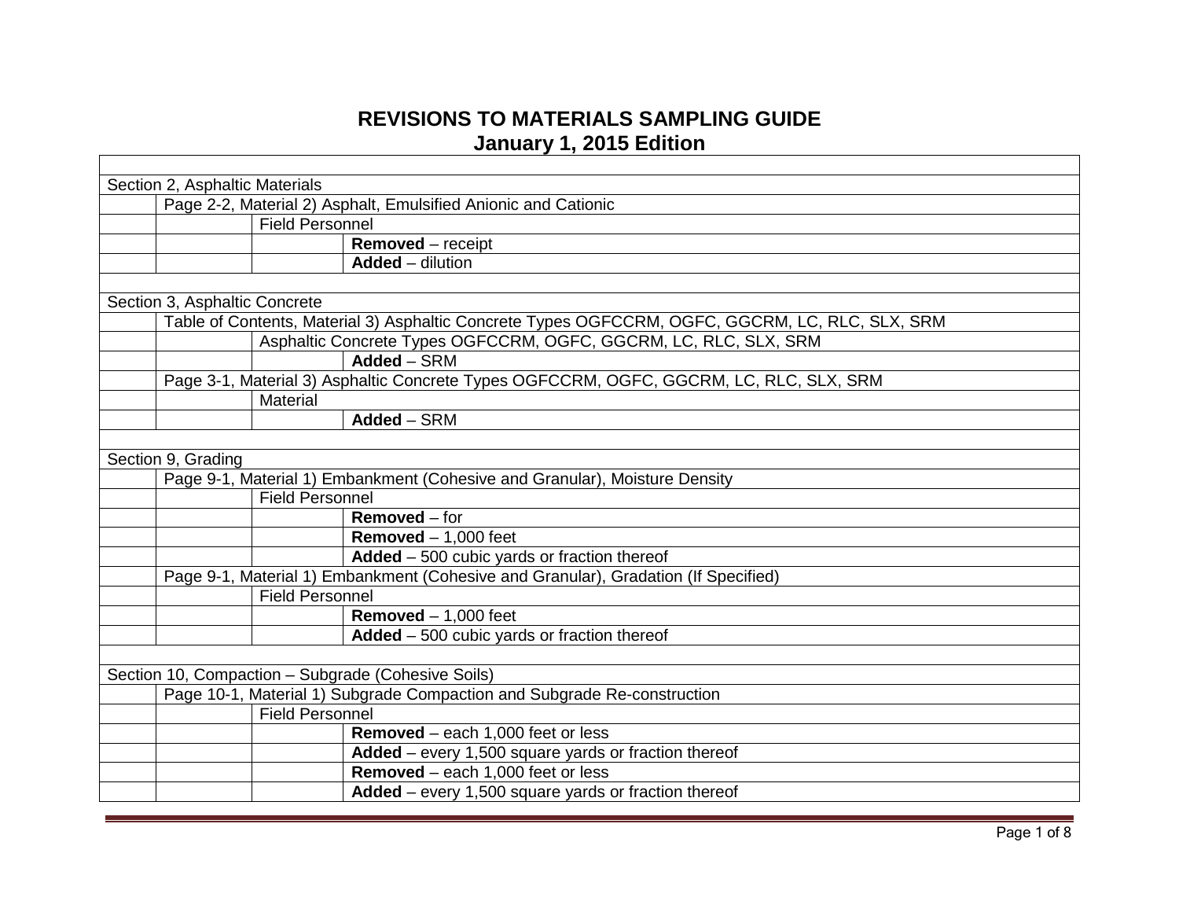# REVISIONS TO MATERIALS SAMPLING GUIDE
## January 1, 2015 Edition

| | | | |
|---|---|---|---|
| Section 2, Asphaltic Materials | | | |
| | Page 2-2, Material 2) Asphalt, Emulsified Anionic and Cationic | | |
| | | Field Personnel | |
| | | | **Removed** – receipt |
| | | | **Added** – dilution |
| | | | |
| Section 3, Asphaltic Concrete | | | |
| | Table of Contents, Material 3) Asphaltic Concrete Types OGFCCRM, OGFC, GGCRM, LC, RLC, SLX, SRM | | |
| | | Asphaltic Concrete Types OGFCCRM, OGFC, GGCRM, LC, RLC, SLX, SRM | |
| | | | **Added** – SRM |
| | Page 3-1, Material 3) Asphaltic Concrete Types OGFCCRM, OGFC, GGCRM, LC, RLC, SLX, SRM | | |
| | | Material | |
| | | | **Added** – SRM |
| | | | |
| Section 9, Grading | | | |
| | Page 9-1, Material 1) Embankment (Cohesive and Granular), Moisture Density | | |
| | | Field Personnel | |
| | | | **Removed** – for |
| | | | **Removed** – 1,000 feet |
| | | | **Added** – 500 cubic yards or fraction thereof |
| | Page 9-1, Material 1) Embankment (Cohesive and Granular), Gradation (If Specified) | | |
| | | Field Personnel | |
| | | | **Removed** – 1,000 feet |
| | | | **Added** – 500 cubic yards or fraction thereof |
| | | | |
| Section 10, Compaction – Subgrade (Cohesive Soils) | | | |
| | Page 10-1, Material 1) Subgrade Compaction and Subgrade Re-construction | | |
| | | Field Personnel | |
| | | | **Removed** – each 1,000 feet or less |
| | | | **Added** – every 1,500 square yards or fraction thereof |
| | | | **Removed** – each 1,000 feet or less |
| | | | **Added** – every 1,500 square yards or fraction thereof |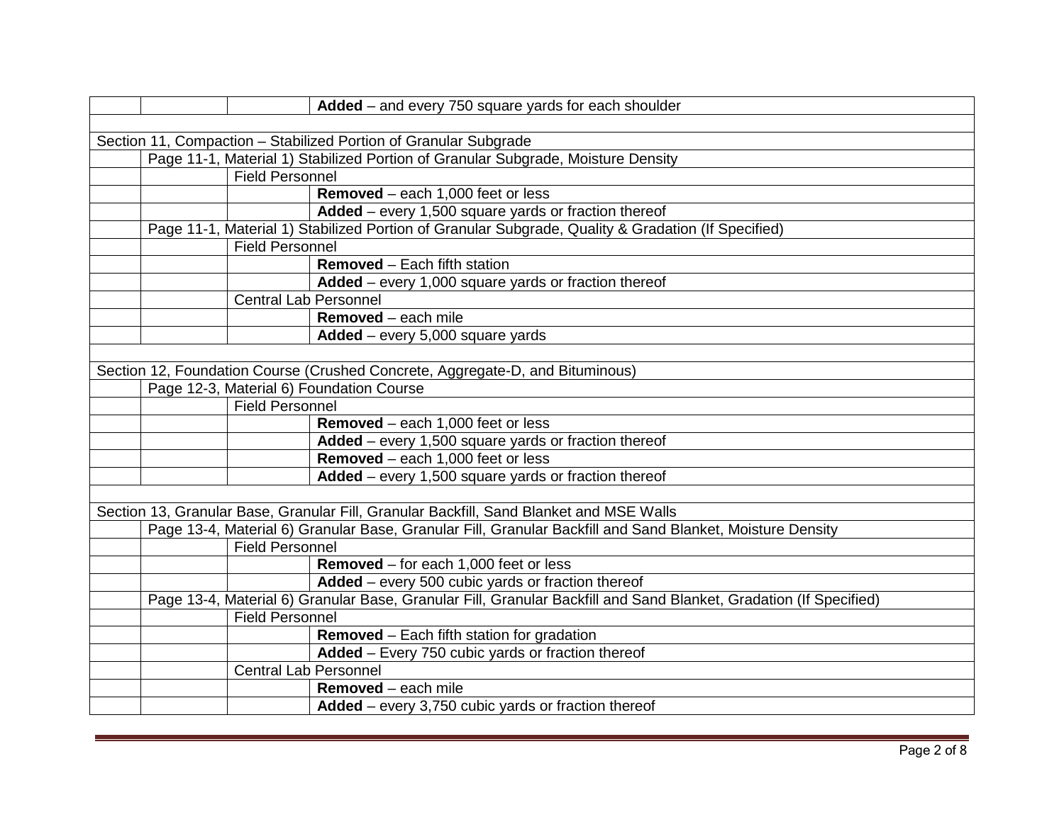| | | | |
|---|---|---|---|
| | | | **Added** – and every 750 square yards for each shoulder |
| | | | |
| Section 11, Compaction – Stabilized Portion of Granular Subgrade | | | |
| | Page 11-1, Material 1) Stabilized Portion of Granular Subgrade, Moisture Density | | |
| | | Field Personnel | |
| | | | **Removed** – each 1,000 feet or less |
| | | | **Added** – every 1,500 square yards or fraction thereof |
| | Page 11-1, Material 1) Stabilized Portion of Granular Subgrade, Quality & Gradation (If Specified) | | |
| | | Field Personnel | |
| | | | **Removed** – Each fifth station |
| | | | **Added** – every 1,000 square yards or fraction thereof |
| | | Central Lab Personnel | |
| | | | **Removed** – each mile |
| | | | **Added** – every 5,000 square yards |
| | | | |
| Section 12, Foundation Course (Crushed Concrete, Aggregate-D, and Bituminous) | | | |
| | Page 12-3, Material 6) Foundation Course | | |
| | | Field Personnel | |
| | | | **Removed** – each 1,000 feet or less |
| | | | **Added** – every 1,500 square yards or fraction thereof |
| | | | **Removed** – each 1,000 feet or less |
| | | | **Added** – every 1,500 square yards or fraction thereof |
| | | | |
| Section 13, Granular Base, Granular Fill, Granular Backfill, Sand Blanket and MSE Walls | | | |
| | Page 13-4, Material 6) Granular Base, Granular Fill, Granular Backfill and Sand Blanket, Moisture Density | | |
| | | Field Personnel | |
| | | | **Removed** – for each 1,000 feet or less |
| | | | **Added** – every 500 cubic yards or fraction thereof |
| | Page 13-4, Material 6) Granular Base, Granular Fill, Granular Backfill and Sand Blanket, Gradation (If Specified) | | |
| | | Field Personnel | |
| | | | **Removed** – Each fifth station for gradation |
| | | | **Added** – Every 750 cubic yards or fraction thereof |
| | | Central Lab Personnel | |
| | | | **Removed** – each mile |
| | | | **Added** – every 3,750 cubic yards or fraction thereof |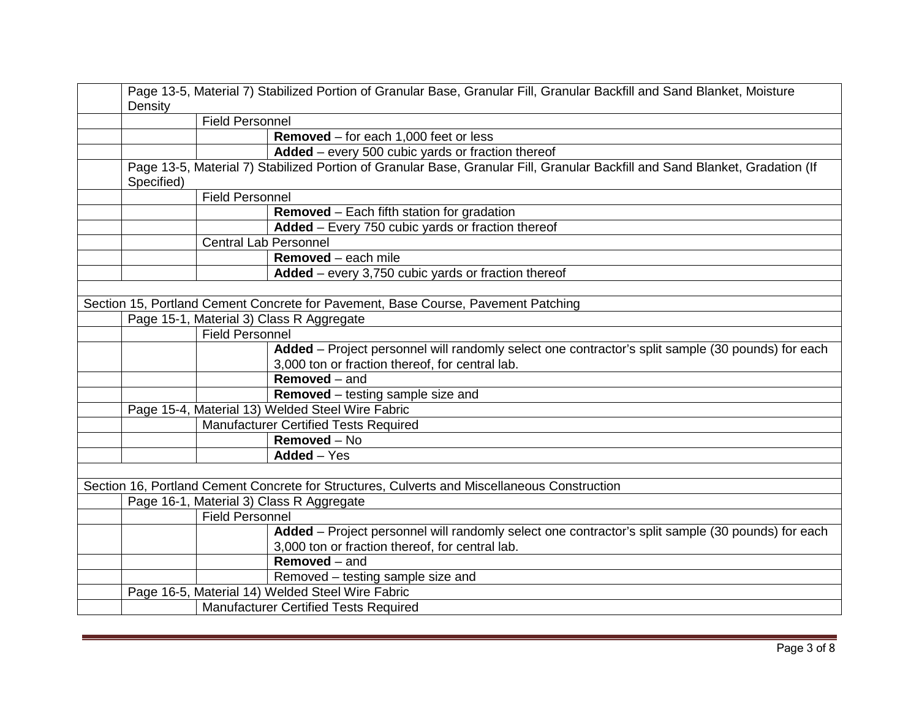| | | | |
|---|---|---|---|
| | Page 13-5, Material 7) Stabilized Portion of Granular Base, Granular Fill, Granular Backfill and Sand Blanket, Moisture Density | | |
| | | Field Personnel | |
| | | | **Removed** – for each 1,000 feet or less |
| | | | **Added** – every 500 cubic yards or fraction thereof |
| | Page 13-5, Material 7) Stabilized Portion of Granular Base, Granular Fill, Granular Backfill and Sand Blanket, Gradation (If Specified) | | |
| | | Field Personnel | |
| | | | **Removed** – Each fifth station for gradation |
| | | | **Added** – Every 750 cubic yards or fraction thereof |
| | | Central Lab Personnel | |
| | | | **Removed** – each mile |
| | | | **Added** – every 3,750 cubic yards or fraction thereof |
| | | | |
| Section 15, Portland Cement Concrete for Pavement, Base Course, Pavement Patching | | | |
| | Page 15-1, Material 3) Class R Aggregate | | |
| | | Field Personnel | |
| | | | **Added** – Project personnel will randomly select one contractor's split sample (30 pounds) for each 3,000 ton or fraction thereof, for central lab. |
| | | | **Removed** – and |
| | | | **Removed** – testing sample size and |
| | Page 15-4, Material 13) Welded Steel Wire Fabric | | |
| | | Manufacturer Certified Tests Required | |
| | | | **Removed** – No |
| | | | **Added** – Yes |
| | | | |
| Section 16, Portland Cement Concrete for Structures, Culverts and Miscellaneous Construction | | | |
| | Page 16-1, Material 3) Class R Aggregate | | |
| | | Field Personnel | |
| | | | **Added** – Project personnel will randomly select one contractor's split sample (30 pounds) for each 3,000 ton or fraction thereof, for central lab. |
| | | | **Removed** – and |
| | | | Removed – testing sample size and |
| | Page 16-5, Material 14) Welded Steel Wire Fabric | | |
| | | Manufacturer Certified Tests Required | |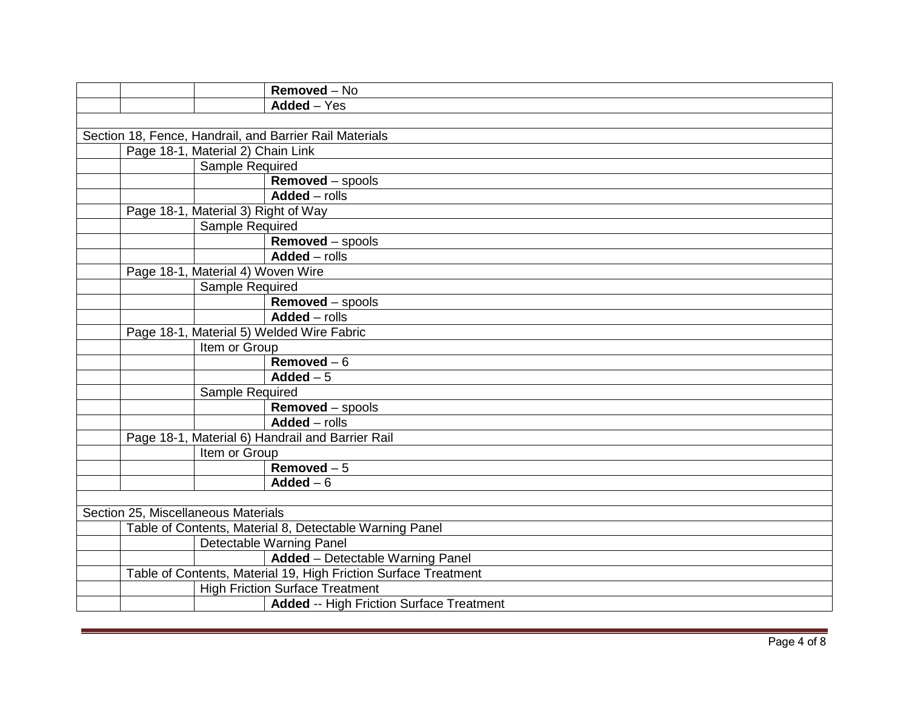| | | | |
|---|---|---|---|
| | | | **Removed** – No |
| | | | **Added** – Yes |
| | | | |
| Section 18, Fence, Handrail, and Barrier Rail Materials | | | |
| | Page 18-1, Material 2) Chain Link | | |
| | | Sample Required | |
| | | | **Removed** – spools |
| | | | **Added** – rolls |
| | Page 18-1, Material 3) Right of Way | | |
| | | Sample Required | |
| | | | **Removed** – spools |
| | | | **Added** – rolls |
| | Page 18-1, Material 4) Woven Wire | | |
| | | Sample Required | |
| | | | **Removed** – spools |
| | | | **Added** – rolls |
| | Page 18-1, Material 5) Welded Wire Fabric | | |
| | | Item or Group | |
| | | | **Removed** – 6 |
| | | | **Added** – 5 |
| | | Sample Required | |
| | | | **Removed** – spools |
| | | | **Added** – rolls |
| | Page 18-1, Material 6) Handrail and Barrier Rail | | |
| | | Item or Group | |
| | | | **Removed** – 5 |
| | | | **Added** – 6 |
| | | | |
| Section 25, Miscellaneous Materials | | | |
| | Table of Contents, Material 8, Detectable Warning Panel | | |
| | | Detectable Warning Panel | |
| | | | **Added** – Detectable Warning Panel |
| | Table of Contents, Material 19, High Friction Surface Treatment | | |
| | | High Friction Surface Treatment | |
| | | | **Added** -- High Friction Surface Treatment |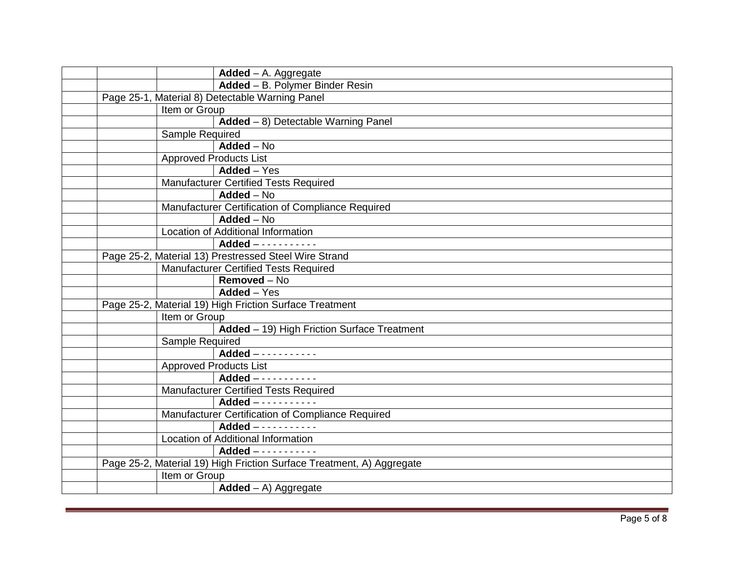| | | | |
|---|---|---|---|
| | | | **Added** – A. Aggregate |
| | | | **Added** – B. Polymer Binder Resin |
| | Page 25-1, Material 8) Detectable Warning Panel | | |
| | | Item or Group | |
| | | | **Added** – 8) Detectable Warning Panel |
| | | Sample Required | |
| | | | **Added** – No |
| | | Approved Products List | |
| | | | **Added** – Yes |
| | | Manufacturer Certified Tests Required | |
| | | | **Added** – No |
| | | Manufacturer Certification of Compliance Required | |
| | | | **Added** – No |
| | | Location of Additional Information | |
| | | | **Added** – - - - - - - - - - - |
| | Page 25-2, Material 13) Prestressed Steel Wire Strand | | |
| | | Manufacturer Certified Tests Required | |
| | | | **Removed** – No |
| | | | **Added** – Yes |
| | Page 25-2, Material 19) High Friction Surface Treatment | | |
| | | Item or Group | |
| | | | **Added** – 19) High Friction Surface Treatment |
| | | Sample Required | |
| | | | **Added** – - - - - - - - - - - |
| | | Approved Products List | |
| | | | **Added** – - - - - - - - - - - |
| | | Manufacturer Certified Tests Required | |
| | | | **Added** – - - - - - - - - - - |
| | | Manufacturer Certification of Compliance Required | |
| | | | **Added** – - - - - - - - - - - |
| | | Location of Additional Information | |
| | | | **Added** – - - - - - - - - - - |
| | Page 25-2, Material 19) High Friction Surface Treatment, A) Aggregate | | |
| | | Item or Group | |
| | | | **Added** – A) Aggregate |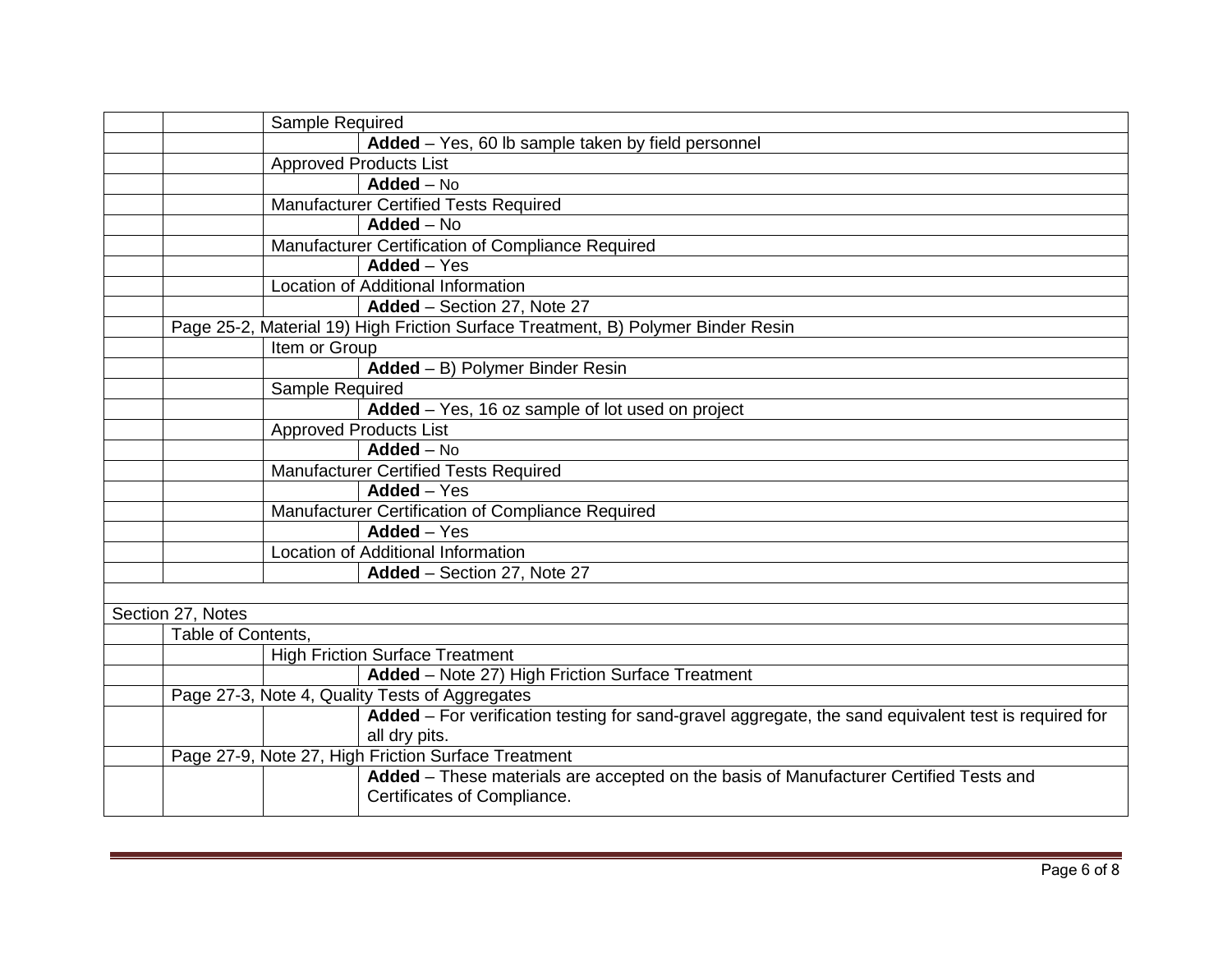| | | | |
|---|---|---|---|
| | | Sample Required | |
| | | | **Added** – Yes, 60 lb sample taken by field personnel |
| | | Approved Products List | |
| | | | **Added** – No |
| | | Manufacturer Certified Tests Required | |
| | | | **Added** – No |
| | | Manufacturer Certification of Compliance Required | |
| | | | **Added** – Yes |
| | | Location of Additional Information | |
| | | | **Added** – Section 27, Note 27 |
| | Page 25-2, Material 19) High Friction Surface Treatment, B) Polymer Binder Resin | | |
| | | Item or Group | |
| | | | **Added** – B) Polymer Binder Resin |
| | | Sample Required | |
| | | | **Added** – Yes, 16 oz sample of lot used on project |
| | | Approved Products List | |
| | | | **Added** – No |
| | | Manufacturer Certified Tests Required | |
| | | | **Added** – Yes |
| | | Manufacturer Certification of Compliance Required | |
| | | | **Added** – Yes |
| | | Location of Additional Information | |
| | | | **Added** – Section 27, Note 27 |
| | | | |
| Section 27, Notes | | | |
| | Table of Contents, | | |
| | | High Friction Surface Treatment | |
| | | | **Added** – Note 27) High Friction Surface Treatment |
| | Page 27-3, Note 4, Quality Tests of Aggregates | | |
| | | | **Added** – For verification testing for sand-gravel aggregate, the sand equivalent test is required for all dry pits. |
| | Page 27-9, Note 27, High Friction Surface Treatment | | |
| | | | **Added** – These materials are accepted on the basis of Manufacturer Certified Tests and Certificates of Compliance. |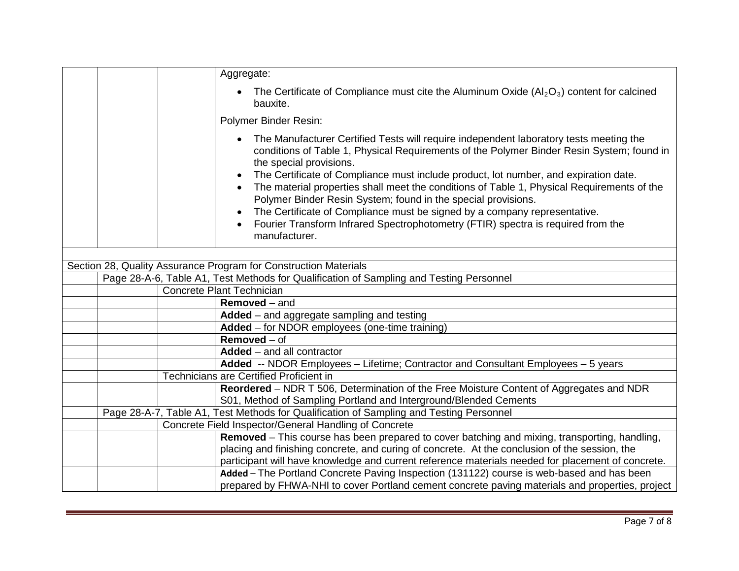| | | | |
|---|---|---|---|
| | | | Aggregate:<br>• The Certificate of Compliance must cite the Aluminum Oxide ($Al_2O_3$) content for calcined bauxite.<br>Polymer Binder Resin:<br>• The Manufacturer Certified Tests will require independent laboratory tests meeting the conditions of Table 1, Physical Requirements of the Polymer Binder Resin System; found in the special provisions.<br>• The Certificate of Compliance must include product, lot number, and expiration date.<br>• The material properties shall meet the conditions of Table 1, Physical Requirements of the Polymer Binder Resin System; found in the special provisions.<br>• The Certificate of Compliance must be signed by a company representative.<br>• Fourier Transform Infrared Spectrophotometry (FTIR) spectra is required from the manufacturer. |
| | | | |
| Section 28, Quality Assurance Program for Construction Materials | | | |
| | Page 28-A-6, Table A1, Test Methods for Qualification of Sampling and Testing Personnel | | |
| | | Concrete Plant Technician | |
| | | | **Removed** – and |
| | | | **Added** – and aggregate sampling and testing |
| | | | **Added** – for NDOR employees (one-time training) |
| | | | **Removed** – of |
| | | | **Added** – and all contractor |
| | | | **Added** -- NDOR Employees – Lifetime; Contractor and Consultant Employees – 5 years |
| | | Technicians are Certified Proficient in | |
| | | | **Reordered** – NDR T 506, Determination of the Free Moisture Content of Aggregates and NDR S01, Method of Sampling Portland and Interground/Blended Cements |
| | Page 28-A-7, Table A1, Test Methods for Qualification of Sampling and Testing Personnel | | |
| | | Concrete Field Inspector/General Handling of Concrete | |
| | | | **Removed** – This course has been prepared to cover batching and mixing, transporting, handling, placing and finishing concrete, and curing of concrete. At the conclusion of the session, the participant will have knowledge and current reference materials needed for placement of concrete. |
| | | | **Added** – The Portland Concrete Paving Inspection (131122) course is web-based and has been prepared by FHWA-NHI to cover Portland cement concrete paving materials and properties, project |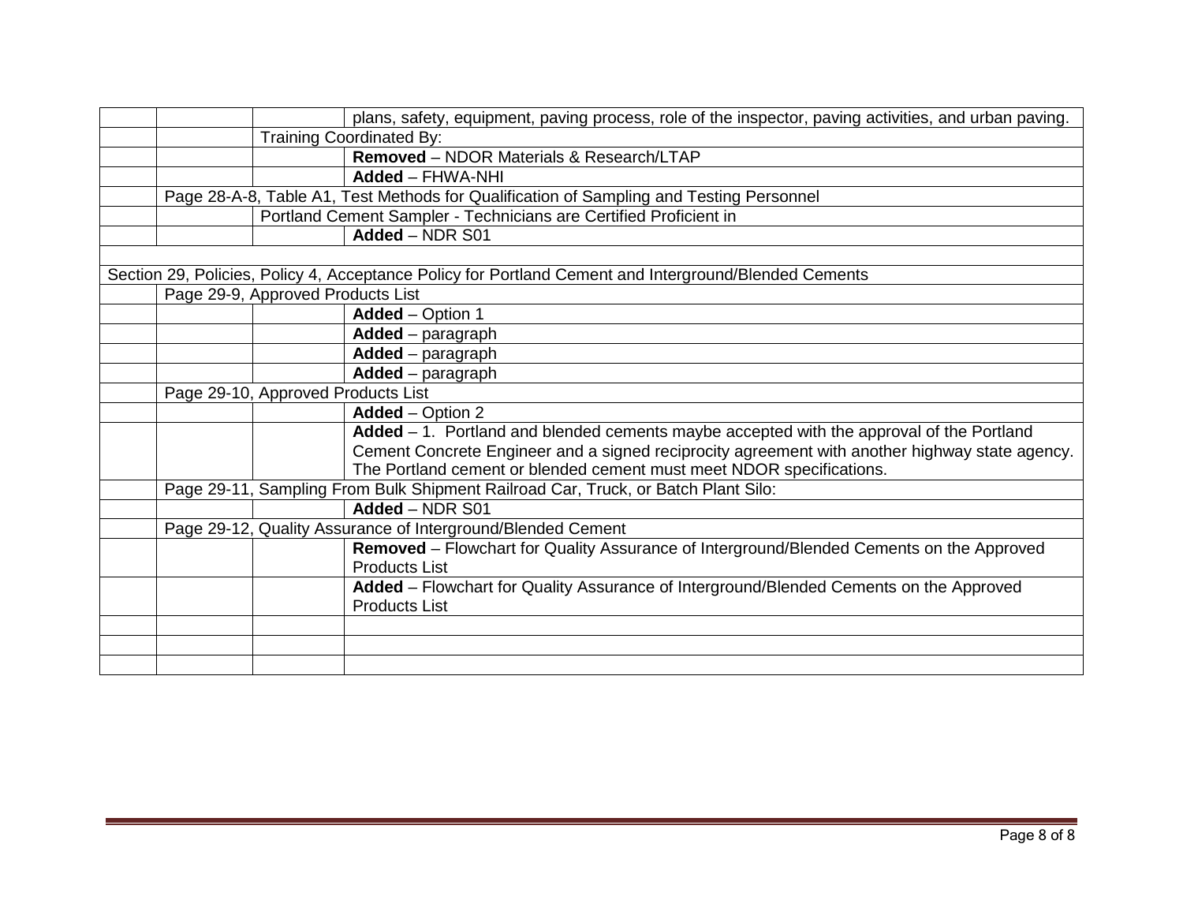| | | | |
|---|---|---|---|
| | | | plans, safety, equipment, paving process, role of the inspector, paving activities, and urban paving. |
| | | Training Coordinated By: | |
| | | | **Removed** – NDOR Materials & Research/LTAP |
| | | | **Added** – FHWA-NHI |
| | Page 28-A-8, Table A1, Test Methods for Qualification of Sampling and Testing Personnel | | |
| | | Portland Cement Sampler - Technicians are Certified Proficient in | |
| | | | **Added** – NDR S01 |
| | | | |
| Section 29, Policies, Policy 4, Acceptance Policy for Portland Cement and Interground/Blended Cements | | | |
| | Page 29-9, Approved Products List | | |
| | | | **Added** – Option 1 |
| | | | **Added** – paragraph |
| | | | **Added** – paragraph |
| | | | **Added** – paragraph |
| | Page 29-10, Approved Products List | | |
| | | | **Added** – Option 2 |
| | | | **Added** – 1. Portland and blended cements maybe accepted with the approval of the Portland Cement Concrete Engineer and a signed reciprocity agreement with another highway state agency. The Portland cement or blended cement must meet NDOR specifications. |
| | Page 29-11, Sampling From Bulk Shipment Railroad Car, Truck, or Batch Plant Silo: | | |
| | | | **Added** – NDR S01 |
| | Page 29-12, Quality Assurance of Interground/Blended Cement | | |
| | | | **Removed** – Flowchart for Quality Assurance of Interground/Blended Cements on the Approved Products List |
| | | | **Added** – Flowchart for Quality Assurance of Interground/Blended Cements on the Approved Products List |
| | | | |
| | | | |
| | | | |